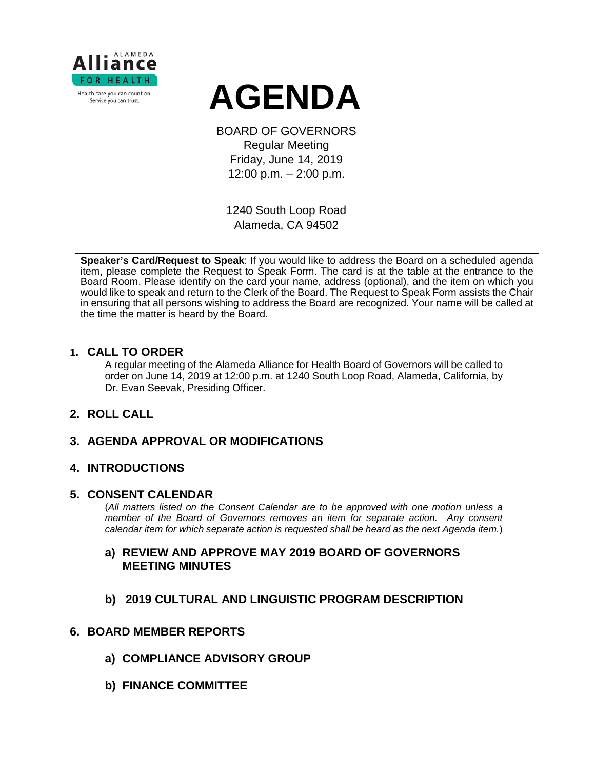ALAMEDA
**Alliance**
FOR HEALTH
Health care you can count on.
Service you can trust.

# AGENDA

BOARD OF GOVERNORS
Regular Meeting
Friday, June 14, 2019
12:00 p.m. – 2:00 p.m.

1240 South Loop Road
Alameda, CA 94502

---

**Speaker's Card/Request to Speak**: If you would like to address the Board on a scheduled agenda item, please complete the Request to Speak Form. The card is at the table at the entrance to the Board Room. Please identify on the card your name, address (optional), and the item on which you would like to speak and return to the Clerk of the Board. The Request to Speak Form assists the Chair in ensuring that all persons wishing to address the Board are recognized. Your name will be called at the time the matter is heard by the Board.

---

## 1. CALL TO ORDER

A regular meeting of the Alameda Alliance for Health Board of Governors will be called to order on June 14, 2019 at 12:00 p.m. at 1240 South Loop Road, Alameda, California, by Dr. Evan Seevak, Presiding Officer.

## 2. ROLL CALL

## 3. AGENDA APPROVAL OR MODIFICATIONS

## 4. INTRODUCTIONS

## 5. CONSENT CALENDAR

(*All matters listed on the Consent Calendar are to be approved with one motion unless a member of the Board of Governors removes an item for separate action. Any consent calendar item for which separate action is requested shall be heard as the next Agenda item.*)

### a) REVIEW AND APPROVE MAY 2019 BOARD OF GOVERNORS MEETING MINUTES

### b) 2019 CULTURAL AND LINGUISTIC PROGRAM DESCRIPTION

## 6. BOARD MEMBER REPORTS

### a) COMPLIANCE ADVISORY GROUP

### b) FINANCE COMMITTEE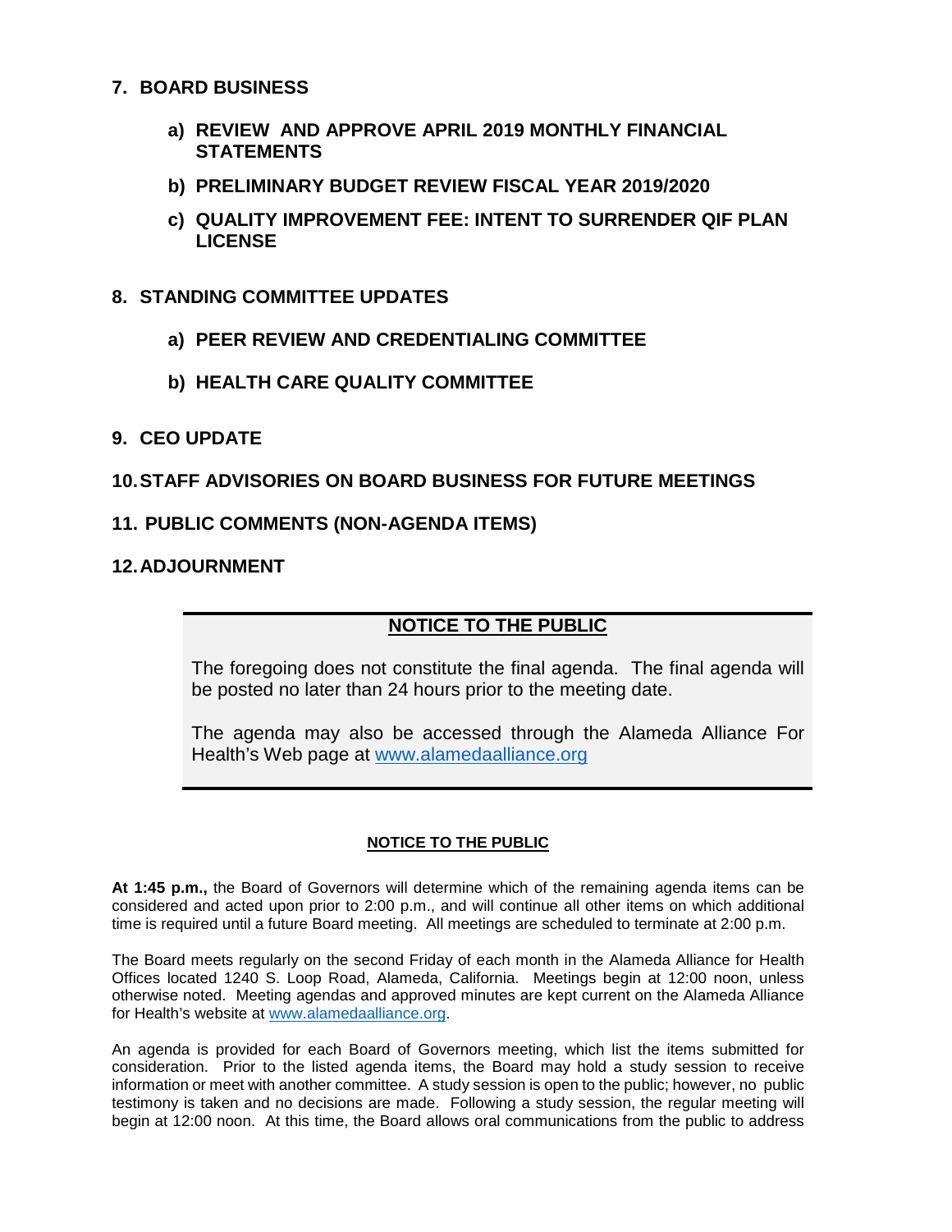## 7. BOARD BUSINESS

### a) REVIEW AND APPROVE APRIL 2019 MONTHLY FINANCIAL STATEMENTS

### b) PRELIMINARY BUDGET REVIEW FISCAL YEAR 2019/2020

### c) QUALITY IMPROVEMENT FEE: INTENT TO SURRENDER QIF PLAN LICENSE

## 8. STANDING COMMITTEE UPDATES

### a) PEER REVIEW AND CREDENTIALING COMMITTEE

### b) HEALTH CARE QUALITY COMMITTEE

## 9. CEO UPDATE

## 10. STAFF ADVISORIES ON BOARD BUSINESS FOR FUTURE MEETINGS

## 11. PUBLIC COMMENTS (NON-AGENDA ITEMS)

## 12. ADJOURNMENT

---

**NOTICE TO THE PUBLIC**

The foregoing does not constitute the final agenda. The final agenda will be posted no later than 24 hours prior to the meeting date.

The agenda may also be accessed through the Alameda Alliance For Health's Web page at www.alamedaalliance.org

---

**NOTICE TO THE PUBLIC**

**At 1:45 p.m.,** the Board of Governors will determine which of the remaining agenda items can be considered and acted upon prior to 2:00 p.m., and will continue all other items on which additional time is required until a future Board meeting. All meetings are scheduled to terminate at 2:00 p.m.

The Board meets regularly on the second Friday of each month in the Alameda Alliance for Health Offices located 1240 S. Loop Road, Alameda, California. Meetings begin at 12:00 noon, unless otherwise noted. Meeting agendas and approved minutes are kept current on the Alameda Alliance for Health's website at www.alamedaalliance.org.

An agenda is provided for each Board of Governors meeting, which list the items submitted for consideration. Prior to the listed agenda items, the Board may hold a study session to receive information or meet with another committee. A study session is open to the public; however, no public testimony is taken and no decisions are made. Following a study session, the regular meeting will begin at 12:00 noon. At this time, the Board allows oral communications from the public to address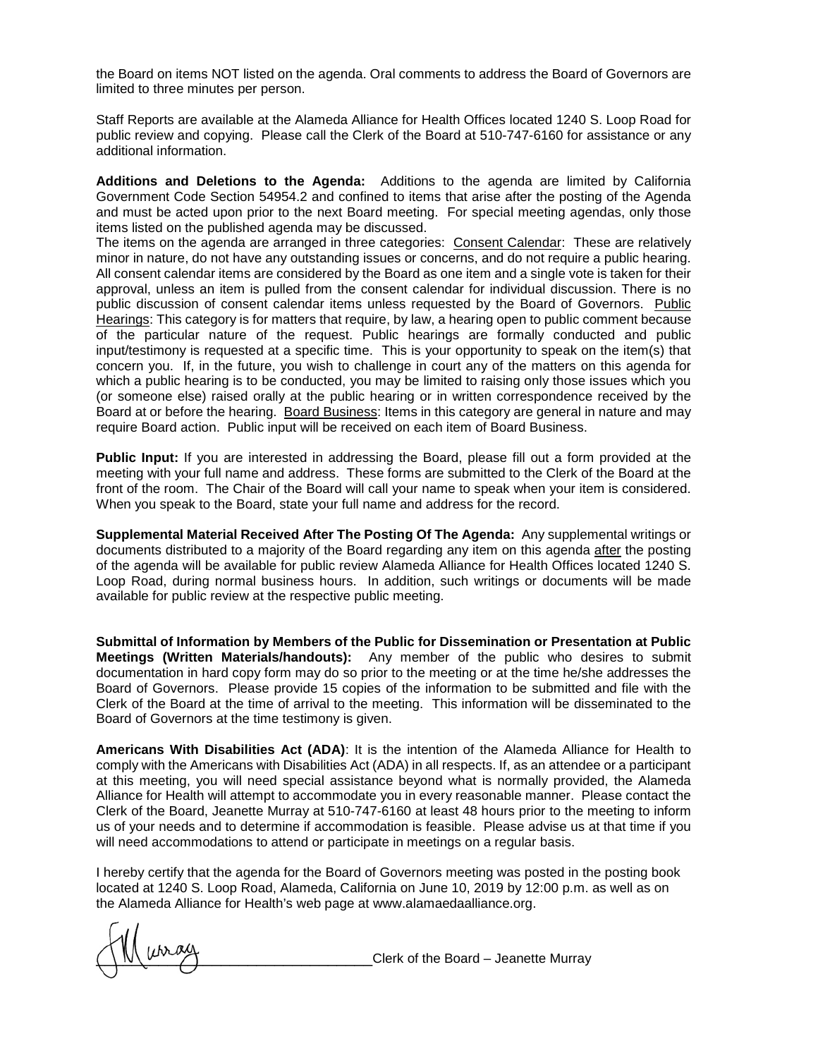the Board on items NOT listed on the agenda. Oral comments to address the Board of Governors are limited to three minutes per person.

Staff Reports are available at the Alameda Alliance for Health Offices located 1240 S. Loop Road for public review and copying. Please call the Clerk of the Board at 510-747-6160 for assistance or any additional information.

**Additions and Deletions to the Agenda:** Additions to the agenda are limited by California Government Code Section 54954.2 and confined to items that arise after the posting of the Agenda and must be acted upon prior to the next Board meeting. For special meeting agendas, only those items listed on the published agenda may be discussed.
The items on the agenda are arranged in three categories: Consent Calendar: These are relatively minor in nature, do not have any outstanding issues or concerns, and do not require a public hearing. All consent calendar items are considered by the Board as one item and a single vote is taken for their approval, unless an item is pulled from the consent calendar for individual discussion. There is no public discussion of consent calendar items unless requested by the Board of Governors. Public Hearings: This category is for matters that require, by law, a hearing open to public comment because of the particular nature of the request. Public hearings are formally conducted and public input/testimony is requested at a specific time. This is your opportunity to speak on the item(s) that concern you. If, in the future, you wish to challenge in court any of the matters on this agenda for which a public hearing is to be conducted, you may be limited to raising only those issues which you (or someone else) raised orally at the public hearing or in written correspondence received by the Board at or before the hearing. Board Business: Items in this category are general in nature and may require Board action. Public input will be received on each item of Board Business.

**Public Input:** If you are interested in addressing the Board, please fill out a form provided at the meeting with your full name and address. These forms are submitted to the Clerk of the Board at the front of the room. The Chair of the Board will call your name to speak when your item is considered. When you speak to the Board, state your full name and address for the record.

**Supplemental Material Received After The Posting Of The Agenda:** Any supplemental writings or documents distributed to a majority of the Board regarding any item on this agenda after the posting of the agenda will be available for public review Alameda Alliance for Health Offices located 1240 S. Loop Road, during normal business hours. In addition, such writings or documents will be made available for public review at the respective public meeting.

**Submittal of Information by Members of the Public for Dissemination or Presentation at Public Meetings (Written Materials/handouts):** Any member of the public who desires to submit documentation in hard copy form may do so prior to the meeting or at the time he/she addresses the Board of Governors. Please provide 15 copies of the information to be submitted and file with the Clerk of the Board at the time of arrival to the meeting. This information will be disseminated to the Board of Governors at the time testimony is given.

**Americans With Disabilities Act (ADA)**: It is the intention of the Alameda Alliance for Health to comply with the Americans with Disabilities Act (ADA) in all respects. If, as an attendee or a participant at this meeting, you will need special assistance beyond what is normally provided, the Alameda Alliance for Health will attempt to accommodate you in every reasonable manner. Please contact the Clerk of the Board, Jeanette Murray at 510-747-6160 at least 48 hours prior to the meeting to inform us of your needs and to determine if accommodation is feasible. Please advise us at that time if you will need accommodations to attend or participate in meetings on a regular basis.

I hereby certify that the agenda for the Board of Governors meeting was posted in the posting book located at 1240 S. Loop Road, Alameda, California on June 10, 2019 by 12:00 p.m. as well as on the Alameda Alliance for Health's web page at www.alamaedaalliance.org.

JMurray ______________________________ Clerk of the Board – Jeanette Murray